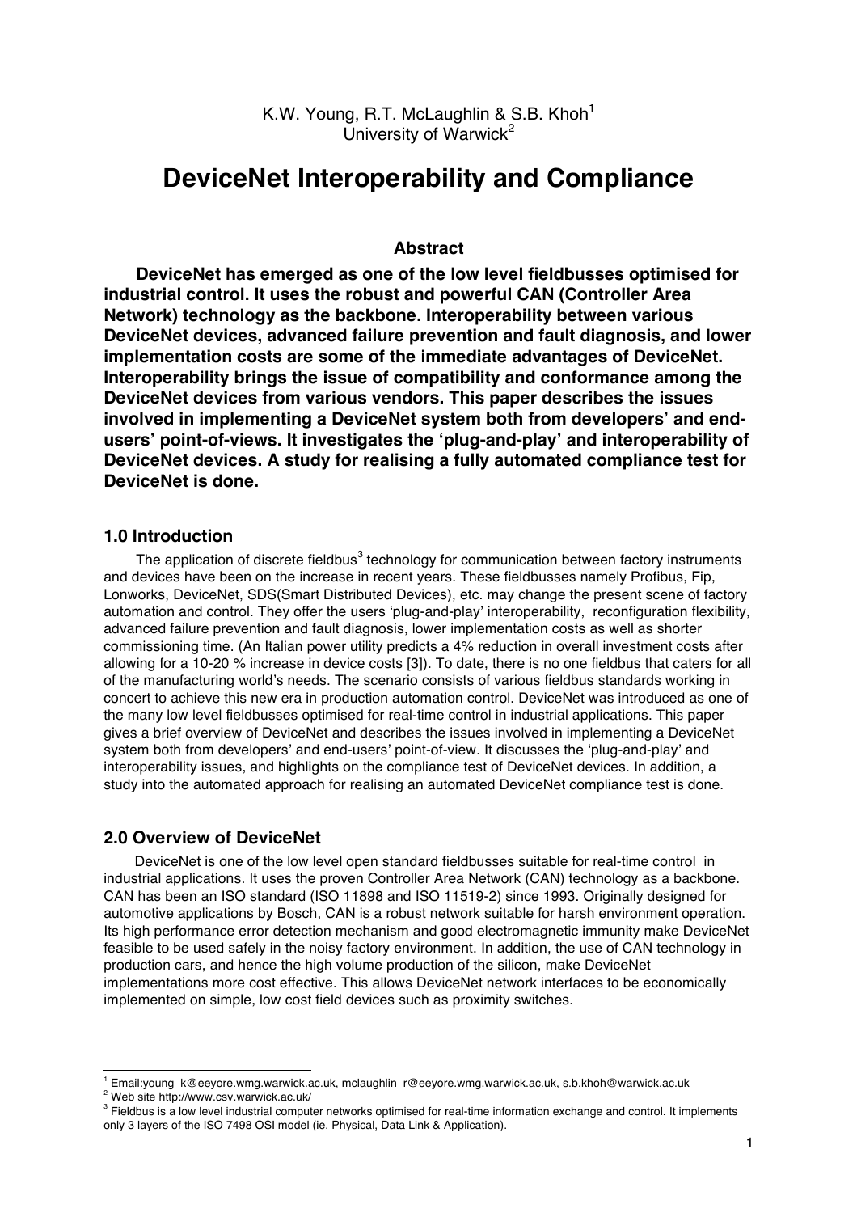K.W. Young, R.T. McLaughlin & S.B. Khoh[1]
University of Warwick[2]

# DeviceNet Interoperability and Compliance

### Abstract

**DeviceNet has emerged as one of the low level fieldbusses optimised for industrial control. It uses the robust and powerful CAN (Controller Area Network) technology as the backbone. Interoperability between various DeviceNet devices, advanced failure prevention and fault diagnosis, and lower implementation costs are some of the immediate advantages of DeviceNet. Interoperability brings the issue of compatibility and conformance among the DeviceNet devices from various vendors. This paper describes the issues involved in implementing a DeviceNet system both from developers' and end-users' point-of-views. It investigates the 'plug-and-play' and interoperability of DeviceNet devices. A study for realising a fully automated compliance test for DeviceNet is done.**

## 1.0 Introduction

The application of discrete fieldbus[3] technology for communication between factory instruments and devices have been on the increase in recent years. These fieldbusses namely Profibus, Fip, Lonworks, DeviceNet, SDS(Smart Distributed Devices), etc. may change the present scene of factory automation and control. They offer the users 'plug-and-play' interoperability, reconfiguration flexibility, advanced failure prevention and fault diagnosis, lower implementation costs as well as shorter commissioning time. (An Italian power utility predicts a 4% reduction in overall investment costs after allowing for a 10-20 % increase in device costs [3]). To date, there is no one fieldbus that caters for all of the manufacturing world's needs. The scenario consists of various fieldbus standards working in concert to achieve this new era in production automation control. DeviceNet was introduced as one of the many low level fieldbusses optimised for real-time control in industrial applications. This paper gives a brief overview of DeviceNet and describes the issues involved in implementing a DeviceNet system both from developers' and end-users' point-of-view. It discusses the 'plug-and-play' and interoperability issues, and highlights on the compliance test of DeviceNet devices. In addition, a study into the automated approach for realising an automated DeviceNet compliance test is done.

## 2.0 Overview of DeviceNet

DeviceNet is one of the low level open standard fieldbusses suitable for real-time control in industrial applications. It uses the proven Controller Area Network (CAN) technology as a backbone. CAN has been an ISO standard (ISO 11898 and ISO 11519-2) since 1993. Originally designed for automotive applications by Bosch, CAN is a robust network suitable for harsh environment operation. Its high performance error detection mechanism and good electromagnetic immunity make DeviceNet feasible to be used safely in the noisy factory environment. In addition, the use of CAN technology in production cars, and hence the high volume production of the silicon, make DeviceNet implementations more cost effective. This allows DeviceNet network interfaces to be economically implemented on simple, low cost field devices such as proximity switches.

---

[1] Email:young_k@eeyore.wmg.warwick.ac.uk, mclaughlin_r@eeyore.wmg.warwick.ac.uk, s.b.khoh@warwick.ac.uk

[2] Web site http://www.csv.warwick.ac.uk/

[3] Fieldbus is a low level industrial computer networks optimised for real-time information exchange and control. It implements only 3 layers of the ISO 7498 OSI model (ie. Physical, Data Link & Application).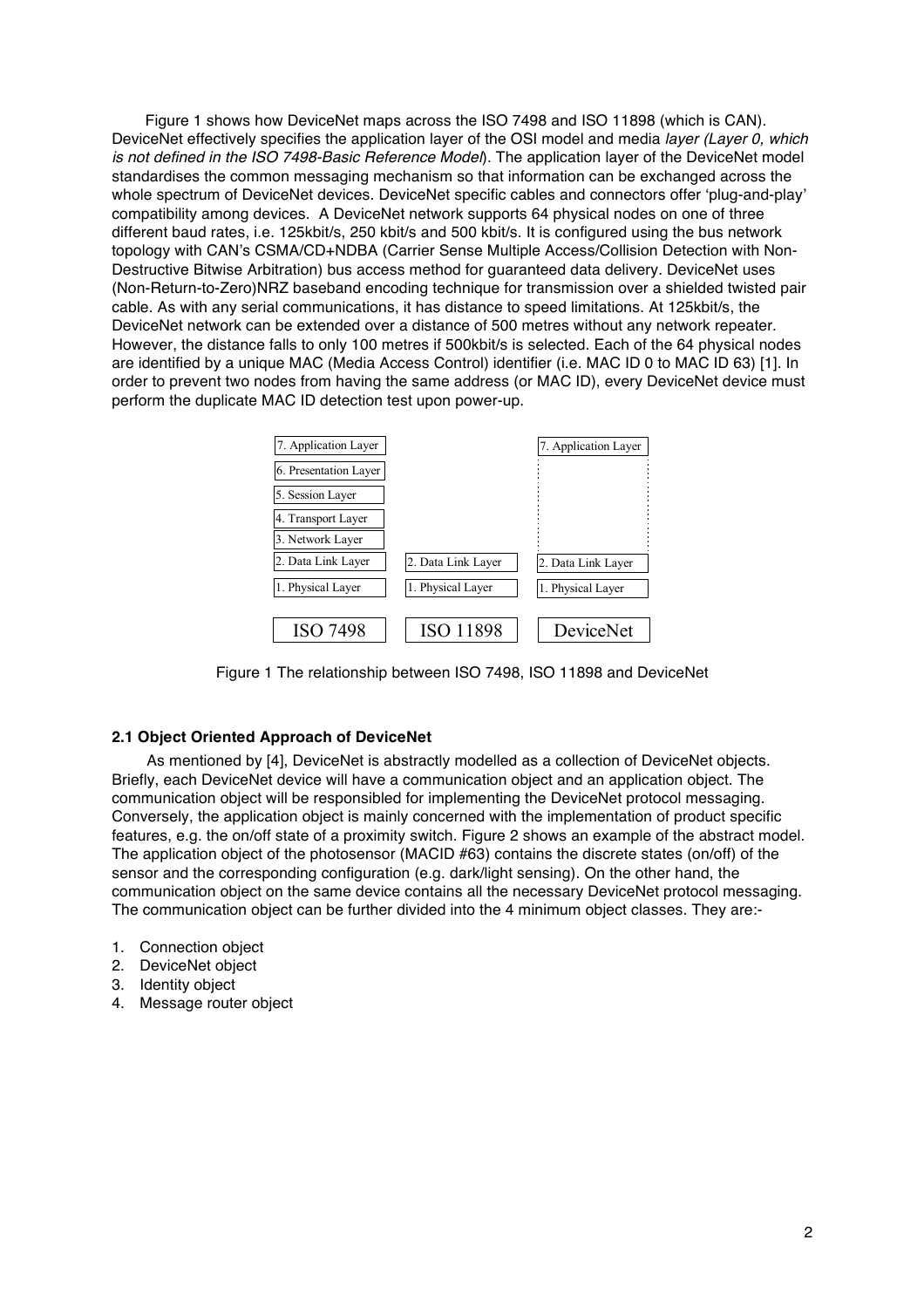Figure 1 shows how DeviceNet maps across the ISO 7498 and ISO 11898 (which is CAN). DeviceNet effectively specifies the application layer of the OSI model and media *layer (Layer 0, which is not defined in the ISO 7498-Basic Reference Model*). The application layer of the DeviceNet model standardises the common messaging mechanism so that information can be exchanged across the whole spectrum of DeviceNet devices. DeviceNet specific cables and connectors offer 'plug-and-play' compatibility among devices. A DeviceNet network supports 64 physical nodes on one of three different baud rates, i.e. 125kbit/s, 250 kbit/s and 500 kbit/s. It is configured using the bus network topology with CAN's CSMA/CD+NDBA (Carrier Sense Multiple Access/Collision Detection with Non-Destructive Bitwise Arbitration) bus access method for guaranteed data delivery. DeviceNet uses (Non-Return-to-Zero)NRZ baseband encoding technique for transmission over a shielded twisted pair cable. As with any serial communications, it has distance to speed limitations. At 125kbit/s, the DeviceNet network can be extended over a distance of 500 metres without any network repeater. However, the distance falls to only 100 metres if 500kbit/s is selected. Each of the 64 physical nodes are identified by a unique MAC (Media Access Control) identifier (i.e. MAC ID 0 to MAC ID 63) [1]. In order to prevent two nodes from having the same address (or MAC ID), every DeviceNet device must perform the duplicate MAC ID detection test upon power-up.

| ISO 7498 | ISO 11898 | DeviceNet |
| --- | --- | --- |
| 7. Application Layer | | 7. Application Layer |
| 6. Presentation Layer | | |
| 5. Session Layer | | |
| 4. Transport Layer | | |
| 3. Network Layer | | |
| 2. Data Link Layer | 2. Data Link Layer | 2. Data Link Layer |
| 1. Physical Layer | 1. Physical Layer | 1. Physical Layer |

Figure 1 The relationship between ISO 7498, ISO 11898 and DeviceNet

### 2.1 Object Oriented Approach of DeviceNet

As mentioned by [4], DeviceNet is abstractly modelled as a collection of DeviceNet objects. Briefly, each DeviceNet device will have a communication object and an application object. The communication object will be responsibled for implementing the DeviceNet protocol messaging. Conversely, the application object is mainly concerned with the implementation of product specific features, e.g. the on/off state of a proximity switch. Figure 2 shows an example of the abstract model. The application object of the photosensor (MACID #63) contains the discrete states (on/off) of the sensor and the corresponding configuration (e.g. dark/light sensing). On the other hand, the communication object on the same device contains all the necessary DeviceNet protocol messaging. The communication object can be further divided into the 4 minimum object classes. They are:-

1. Connection object
2. DeviceNet object
3. Identity object
4. Message router object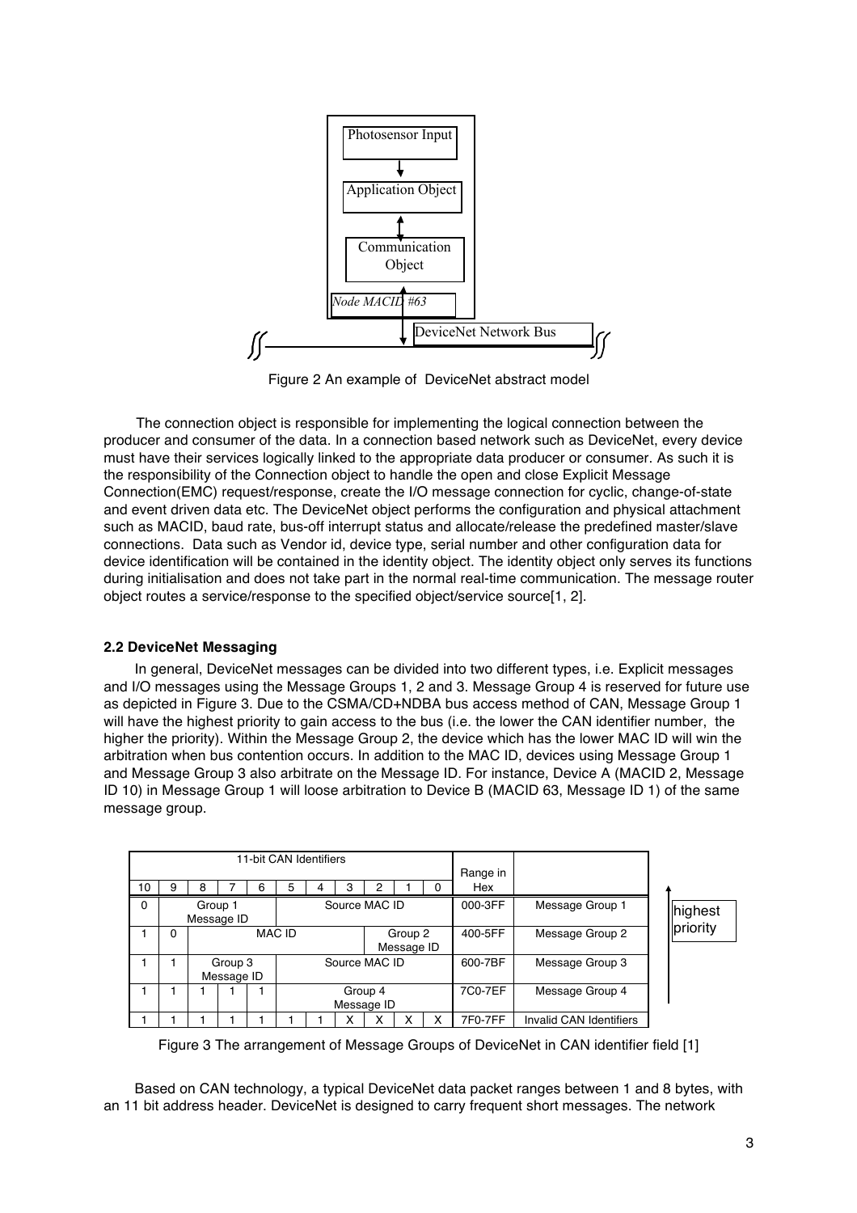Figure 2 An example of DeviceNet abstract model

The connection object is responsible for implementing the logical connection between the producer and consumer of the data. In a connection based network such as DeviceNet, every device must have their services logically linked to the appropriate data producer or consumer. As such it is the responsibility of the Connection object to handle the open and close Explicit Message Connection(EMC) request/response, create the I/O message connection for cyclic, change-of-state and event driven data etc. The DeviceNet object performs the configuration and physical attachment such as MACID, baud rate, bus-off interrupt status and allocate/release the predefined master/slave connections. Data such as Vendor id, device type, serial number and other configuration data for device identification will be contained in the identity object. The identity object only serves its functions during initialisation and does not take part in the normal real-time communication. The message router object routes a service/response to the specified object/service source[1, 2].

### 2.2 DeviceNet Messaging

In general, DeviceNet messages can be divided into two different types, i.e. Explicit messages and I/O messages using the Message Groups 1, 2 and 3. Message Group 4 is reserved for future use as depicted in Figure 3. Due to the CSMA/CD+NDBA bus access method of CAN, Message Group 1 will have the highest priority to gain access to the bus (i.e. the lower the CAN identifier number, the higher the priority). Within the Message Group 2, the device which has the lower MAC ID will win the arbitration when bus contention occurs. In addition to the MAC ID, devices using Message Group 1 and Message Group 3 also arbitrate on the Message ID. For instance, Device A (MACID 2, Message ID 10) in Message Group 1 will loose arbitration to Device B (MACID 63, Message ID 1) of the same message group.

| 11-bit CAN Identifiers | | | | | | | | | | | Range in Hex | |
|---|---|---|---|---|---|---|---|---|---|---|---|---|
| 10 | 9 | 8 | 7 | 6 | 5 | 4 | 3 | 2 | 1 | 0 | | |
| 0 | Group 1 Message ID | | | | Source MAC ID | | | | | | 000-3FF | Message Group 1 |
| 1 | 0 | MAC ID | | | | | | Group 2 Message ID | | | 400-5FF | Message Group 2 |
| 1 | 1 | Group 3 Message ID | | | Source MAC ID | | | | | | 600-7BF | Message Group 3 |
| 1 | 1 | 1 | 1 | 1 | Group 4 Message ID | | | | | | 7C0-7EF | Message Group 4 |
| 1 | 1 | 1 | 1 | 1 | 1 | 1 | X | X | X | X | 7F0-7FF | Invalid CAN Identifiers |

(Arrow: highest priority)

Figure 3 The arrangement of Message Groups of DeviceNet in CAN identifier field [1]

Based on CAN technology, a typical DeviceNet data packet ranges between 1 and 8 bytes, with an 11 bit address header. DeviceNet is designed to carry frequent short messages. The network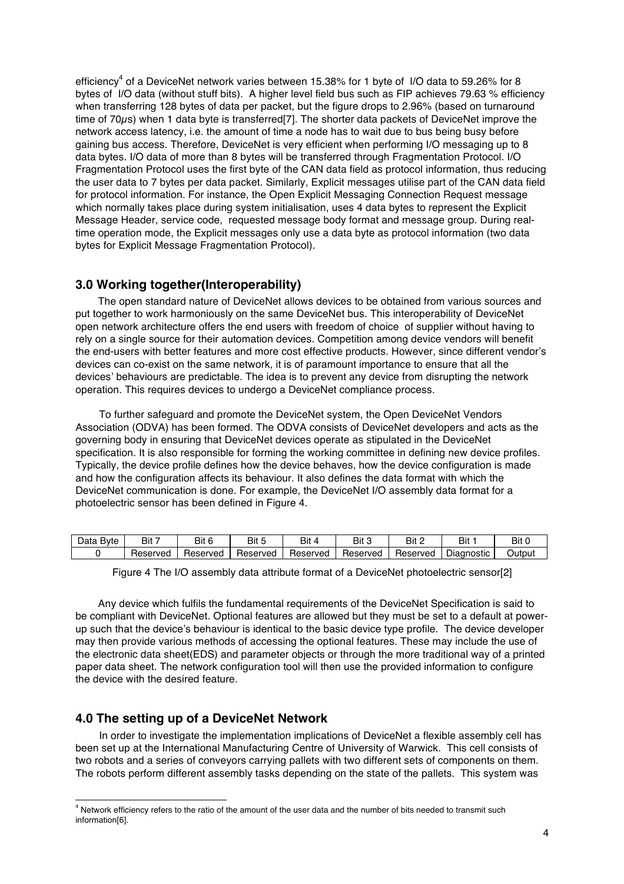efficiency[4] of a DeviceNet network varies between 15.38% for 1 byte of I/O data to 59.26% for 8 bytes of I/O data (without stuff bits). A higher level field bus such as FIP achieves 79.63 % efficiency when transferring 128 bytes of data per packet, but the figure drops to 2.96% (based on turnaround time of 70$\mu$s) when 1 data byte is transferred[7]. The shorter data packets of DeviceNet improve the network access latency, i.e. the amount of time a node has to wait due to bus being busy before gaining bus access. Therefore, DeviceNet is very efficient when performing I/O messaging up to 8 data bytes. I/O data of more than 8 bytes will be transferred through Fragmentation Protocol. I/O Fragmentation Protocol uses the first byte of the CAN data field as protocol information, thus reducing the user data to 7 bytes per data packet. Similarly, Explicit messages utilise part of the CAN data field for protocol information. For instance, the Open Explicit Messaging Connection Request message which normally takes place during system initialisation, uses 4 data bytes to represent the Explicit Message Header, service code, requested message body format and message group. During real-time operation mode, the Explicit messages only use a data byte as protocol information (two data bytes for Explicit Message Fragmentation Protocol).

## 3.0 Working together(Interoperability)

The open standard nature of DeviceNet allows devices to be obtained from various sources and put together to work harmoniously on the same DeviceNet bus. This interoperability of DeviceNet open network architecture offers the end users with freedom of choice of supplier without having to rely on a single source for their automation devices. Competition among device vendors will benefit the end-users with better features and more cost effective products. However, since different vendor's devices can co-exist on the same network, it is of paramount importance to ensure that all the devices' behaviours are predictable. The idea is to prevent any device from disrupting the network operation. This requires devices to undergo a DeviceNet compliance process.

To further safeguard and promote the DeviceNet system, the Open DeviceNet Vendors Association (ODVA) has been formed. The ODVA consists of DeviceNet developers and acts as the governing body in ensuring that DeviceNet devices operate as stipulated in the DeviceNet specification. It is also responsible for forming the working committee in defining new device profiles. Typically, the device profile defines how the device behaves, how the device configuration is made and how the configuration affects its behaviour. It also defines the data format with which the DeviceNet communication is done. For example, the DeviceNet I/O assembly data format for a photoelectric sensor has been defined in Figure 4.

| Data Byte | Bit 7 | Bit 6 | Bit 5 | Bit 4 | Bit 3 | Bit 2 | Bit 1 | Bit 0 |
|---|---|---|---|---|---|---|---|---|
| 0 | Reserved | Reserved | Reserved | Reserved | Reserved | Reserved | Diagnostic | Output |

Figure 4 The I/O assembly data attribute format of a DeviceNet photoelectric sensor[2]

Any device which fulfils the fundamental requirements of the DeviceNet Specification is said to be compliant with DeviceNet. Optional features are allowed but they must be set to a default at power-up such that the device's behaviour is identical to the basic device type profile. The device developer may then provide various methods of accessing the optional features. These may include the use of the electronic data sheet(EDS) and parameter objects or through the more traditional way of a printed paper data sheet. The network configuration tool will then use the provided information to configure the device with the desired feature.

## 4.0 The setting up of a DeviceNet Network

In order to investigate the implementation implications of DeviceNet a flexible assembly cell has been set up at the International Manufacturing Centre of University of Warwick. This cell consists of two robots and a series of conveyors carrying pallets with two different sets of components on them. The robots perform different assembly tasks depending on the state of the pallets. This system was

[4] Network efficiency refers to the ratio of the amount of the user data and the number of bits needed to transmit such information[6].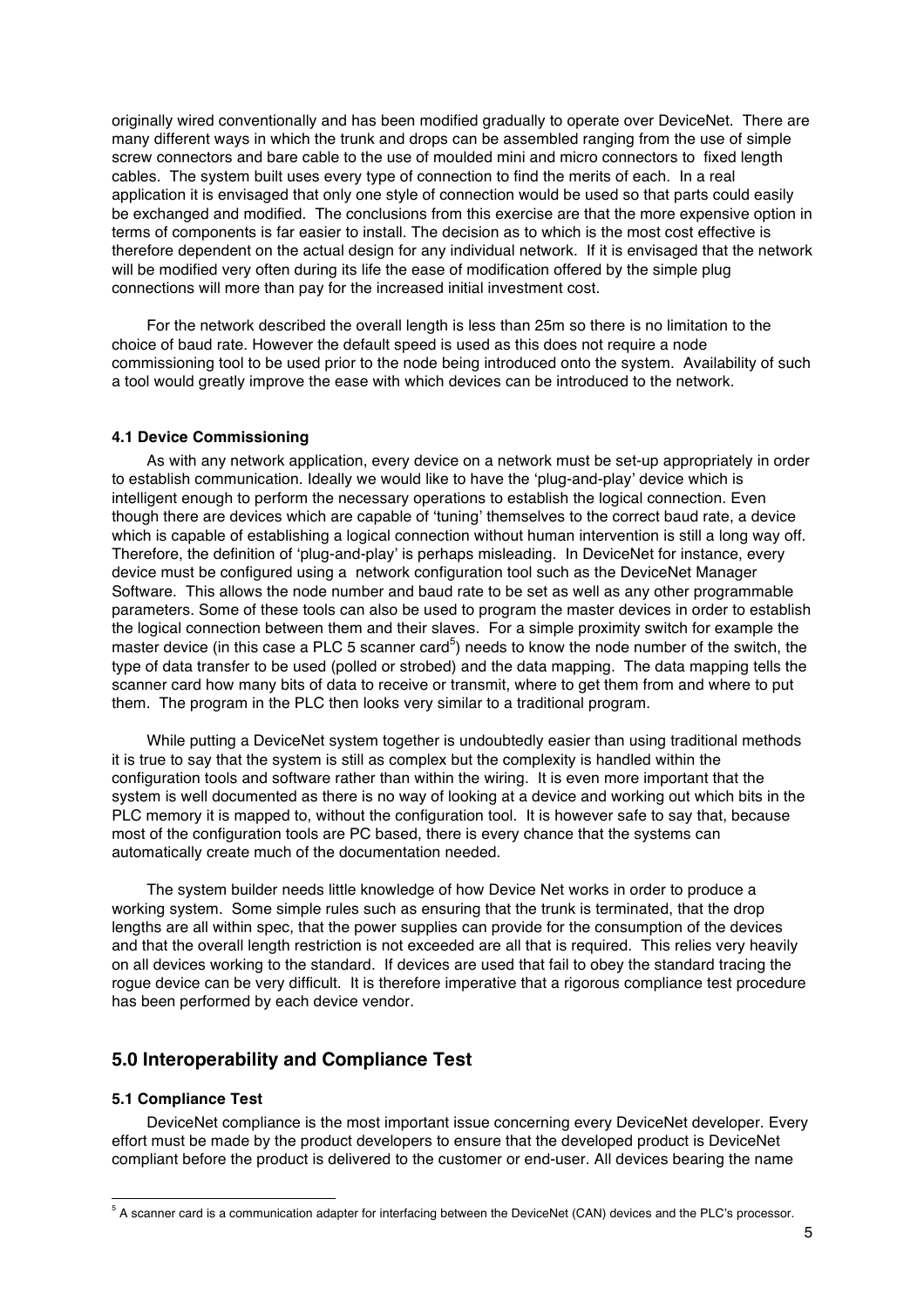originally wired conventionally and has been modified gradually to operate over DeviceNet. There are many different ways in which the trunk and drops can be assembled ranging from the use of simple screw connectors and bare cable to the use of moulded mini and micro connectors to fixed length cables. The system built uses every type of connection to find the merits of each. In a real application it is envisaged that only one style of connection would be used so that parts could easily be exchanged and modified. The conclusions from this exercise are that the more expensive option in terms of components is far easier to install. The decision as to which is the most cost effective is therefore dependent on the actual design for any individual network. If it is envisaged that the network will be modified very often during its life the ease of modification offered by the simple plug connections will more than pay for the increased initial investment cost.

For the network described the overall length is less than 25m so there is no limitation to the choice of baud rate. However the default speed is used as this does not require a node commissioning tool to be used prior to the node being introduced onto the system. Availability of such a tool would greatly improve the ease with which devices can be introduced to the network.

#### 4.1 Device Commissioning

As with any network application, every device on a network must be set-up appropriately in order to establish communication. Ideally we would like to have the 'plug-and-play' device which is intelligent enough to perform the necessary operations to establish the logical connection. Even though there are devices which are capable of 'tuning' themselves to the correct baud rate, a device which is capable of establishing a logical connection without human intervention is still a long way off. Therefore, the definition of 'plug-and-play' is perhaps misleading. In DeviceNet for instance, every device must be configured using a network configuration tool such as the DeviceNet Manager Software. This allows the node number and baud rate to be set as well as any other programmable parameters. Some of these tools can also be used to program the master devices in order to establish the logical connection between them and their slaves. For a simple proximity switch for example the master device (in this case a PLC 5 scanner card[5]) needs to know the node number of the switch, the type of data transfer to be used (polled or strobed) and the data mapping. The data mapping tells the scanner card how many bits of data to receive or transmit, where to get them from and where to put them. The program in the PLC then looks very similar to a traditional program.

While putting a DeviceNet system together is undoubtedly easier than using traditional methods it is true to say that the system is still as complex but the complexity is handled within the configuration tools and software rather than within the wiring. It is even more important that the system is well documented as there is no way of looking at a device and working out which bits in the PLC memory it is mapped to, without the configuration tool. It is however safe to say that, because most of the configuration tools are PC based, there is every chance that the systems can automatically create much of the documentation needed.

The system builder needs little knowledge of how Device Net works in order to produce a working system. Some simple rules such as ensuring that the trunk is terminated, that the drop lengths are all within spec, that the power supplies can provide for the consumption of the devices and that the overall length restriction is not exceeded are all that is required. This relies very heavily on all devices working to the standard. If devices are used that fail to obey the standard tracing the rogue device can be very difficult. It is therefore imperative that a rigorous compliance test procedure has been performed by each device vendor.

## 5.0 Interoperability and Compliance Test

#### 5.1 Compliance Test

DeviceNet compliance is the most important issue concerning every DeviceNet developer. Every effort must be made by the product developers to ensure that the developed product is DeviceNet compliant before the product is delivered to the customer or end-user. All devices bearing the name

[5] A scanner card is a communication adapter for interfacing between the DeviceNet (CAN) devices and the PLC's processor.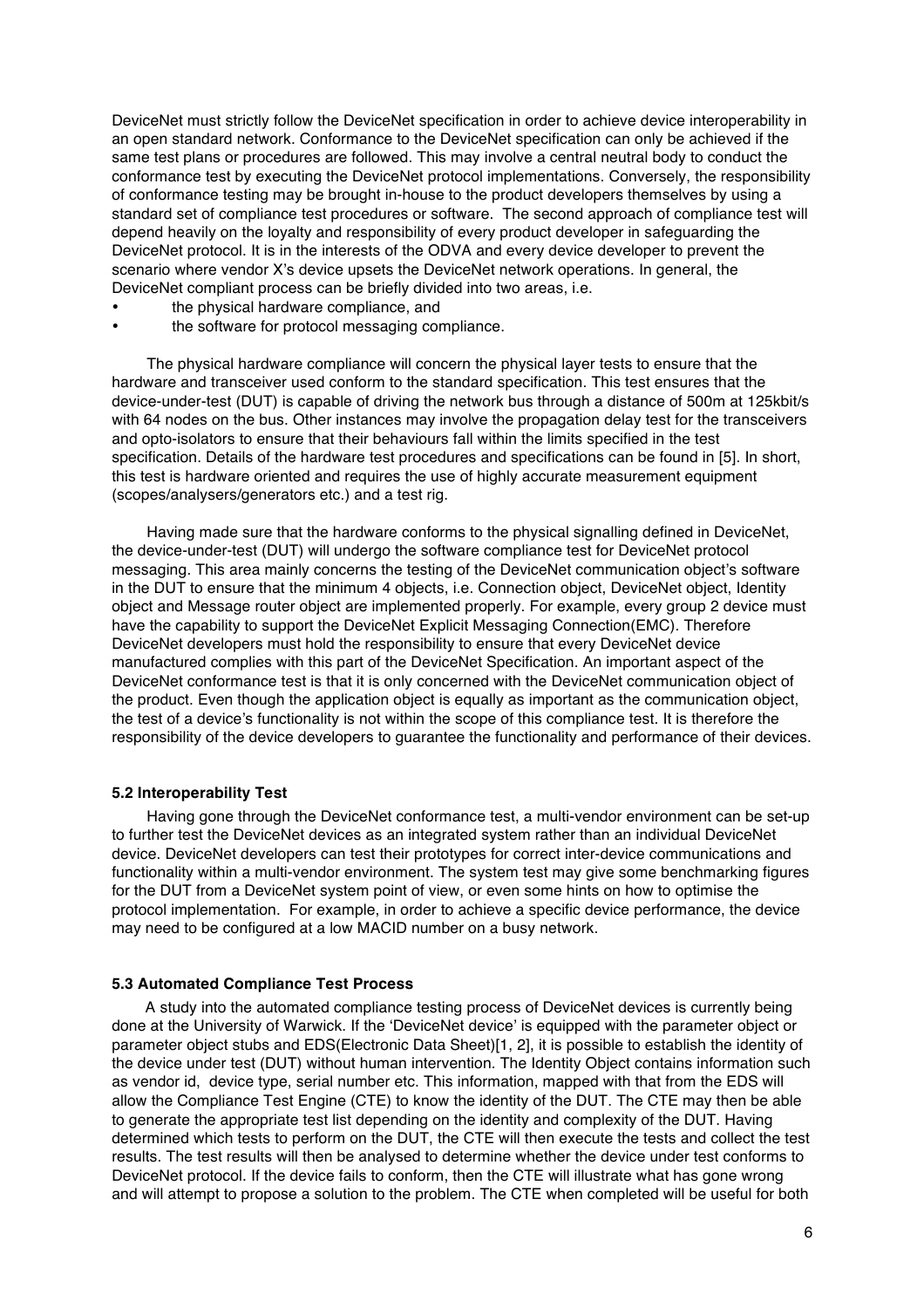DeviceNet must strictly follow the DeviceNet specification in order to achieve device interoperability in an open standard network. Conformance to the DeviceNet specification can only be achieved if the same test plans or procedures are followed. This may involve a central neutral body to conduct the conformance test by executing the DeviceNet protocol implementations. Conversely, the responsibility of conformance testing may be brought in-house to the product developers themselves by using a standard set of compliance test procedures or software. The second approach of compliance test will depend heavily on the loyalty and responsibility of every product developer in safeguarding the DeviceNet protocol. It is in the interests of the ODVA and every device developer to prevent the scenario where vendor X's device upsets the DeviceNet network operations. In general, the DeviceNet compliant process can be briefly divided into two areas, i.e.

- the physical hardware compliance, and
- the software for protocol messaging compliance.

The physical hardware compliance will concern the physical layer tests to ensure that the hardware and transceiver used conform to the standard specification. This test ensures that the device-under-test (DUT) is capable of driving the network bus through a distance of 500m at 125kbit/s with 64 nodes on the bus. Other instances may involve the propagation delay test for the transceivers and opto-isolators to ensure that their behaviours fall within the limits specified in the test specification. Details of the hardware test procedures and specifications can be found in [5]. In short, this test is hardware oriented and requires the use of highly accurate measurement equipment (scopes/analysers/generators etc.) and a test rig.

Having made sure that the hardware conforms to the physical signalling defined in DeviceNet, the device-under-test (DUT) will undergo the software compliance test for DeviceNet protocol messaging. This area mainly concerns the testing of the DeviceNet communication object's software in the DUT to ensure that the minimum 4 objects, i.e. Connection object, DeviceNet object, Identity object and Message router object are implemented properly. For example, every group 2 device must have the capability to support the DeviceNet Explicit Messaging Connection(EMC). Therefore DeviceNet developers must hold the responsibility to ensure that every DeviceNet device manufactured complies with this part of the DeviceNet Specification. An important aspect of the DeviceNet conformance test is that it is only concerned with the DeviceNet communication object of the product. Even though the application object is equally as important as the communication object, the test of a device's functionality is not within the scope of this compliance test. It is therefore the responsibility of the device developers to guarantee the functionality and performance of their devices.

### 5.2 Interoperability Test

Having gone through the DeviceNet conformance test, a multi-vendor environment can be set-up to further test the DeviceNet devices as an integrated system rather than an individual DeviceNet device. DeviceNet developers can test their prototypes for correct inter-device communications and functionality within a multi-vendor environment. The system test may give some benchmarking figures for the DUT from a DeviceNet system point of view, or even some hints on how to optimise the protocol implementation. For example, in order to achieve a specific device performance, the device may need to be configured at a low MACID number on a busy network.

### 5.3 Automated Compliance Test Process

A study into the automated compliance testing process of DeviceNet devices is currently being done at the University of Warwick. If the 'DeviceNet device' is equipped with the parameter object or parameter object stubs and EDS(Electronic Data Sheet)[1, 2], it is possible to establish the identity of the device under test (DUT) without human intervention. The Identity Object contains information such as vendor id, device type, serial number etc. This information, mapped with that from the EDS will allow the Compliance Test Engine (CTE) to know the identity of the DUT. The CTE may then be able to generate the appropriate test list depending on the identity and complexity of the DUT. Having determined which tests to perform on the DUT, the CTE will then execute the tests and collect the test results. The test results will then be analysed to determine whether the device under test conforms to DeviceNet protocol. If the device fails to conform, then the CTE will illustrate what has gone wrong and will attempt to propose a solution to the problem. The CTE when completed will be useful for both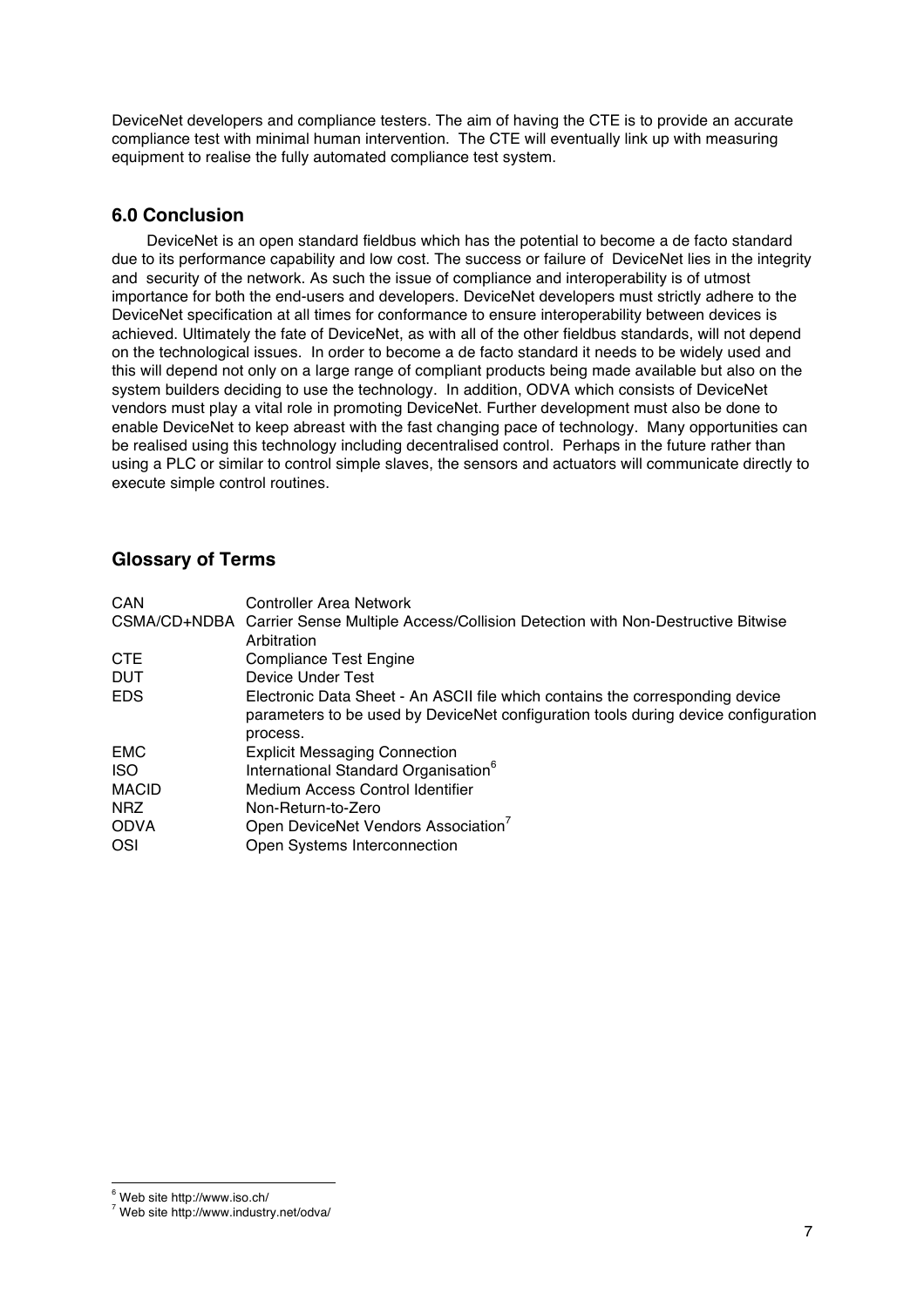DeviceNet developers and compliance testers. The aim of having the CTE is to provide an accurate compliance test with minimal human intervention. The CTE will eventually link up with measuring equipment to realise the fully automated compliance test system.

## 6.0 Conclusion

DeviceNet is an open standard fieldbus which has the potential to become a de facto standard due to its performance capability and low cost. The success or failure of DeviceNet lies in the integrity and security of the network. As such the issue of compliance and interoperability is of utmost importance for both the end-users and developers. DeviceNet developers must strictly adhere to the DeviceNet specification at all times for conformance to ensure interoperability between devices is achieved. Ultimately the fate of DeviceNet, as with all of the other fieldbus standards, will not depend on the technological issues. In order to become a de facto standard it needs to be widely used and this will depend not only on a large range of compliant products being made available but also on the system builders deciding to use the technology. In addition, ODVA which consists of DeviceNet vendors must play a vital role in promoting DeviceNet. Further development must also be done to enable DeviceNet to keep abreast with the fast changing pace of technology. Many opportunities can be realised using this technology including decentralised control. Perhaps in the future rather than using a PLC or similar to control simple slaves, the sensors and actuators will communicate directly to execute simple control routines.

## Glossary of Terms

| | |
|---|---|
| CAN | Controller Area Network |
| CSMA/CD+NDBA | Carrier Sense Multiple Access/Collision Detection with Non-Destructive Bitwise Arbitration |
| CTE | Compliance Test Engine |
| DUT | Device Under Test |
| EDS | Electronic Data Sheet - An ASCII file which contains the corresponding device parameters to be used by DeviceNet configuration tools during device configuration process. |
| EMC | Explicit Messaging Connection |
| ISO | International Standard Organisation[6] |
| MACID | Medium Access Control Identifier |
| NRZ | Non-Return-to-Zero |
| ODVA | Open DeviceNet Vendors Association[7] |
| OSI | Open Systems Interconnection |

[6] Web site http://www.iso.ch/

[7] Web site http://www.industry.net/odva/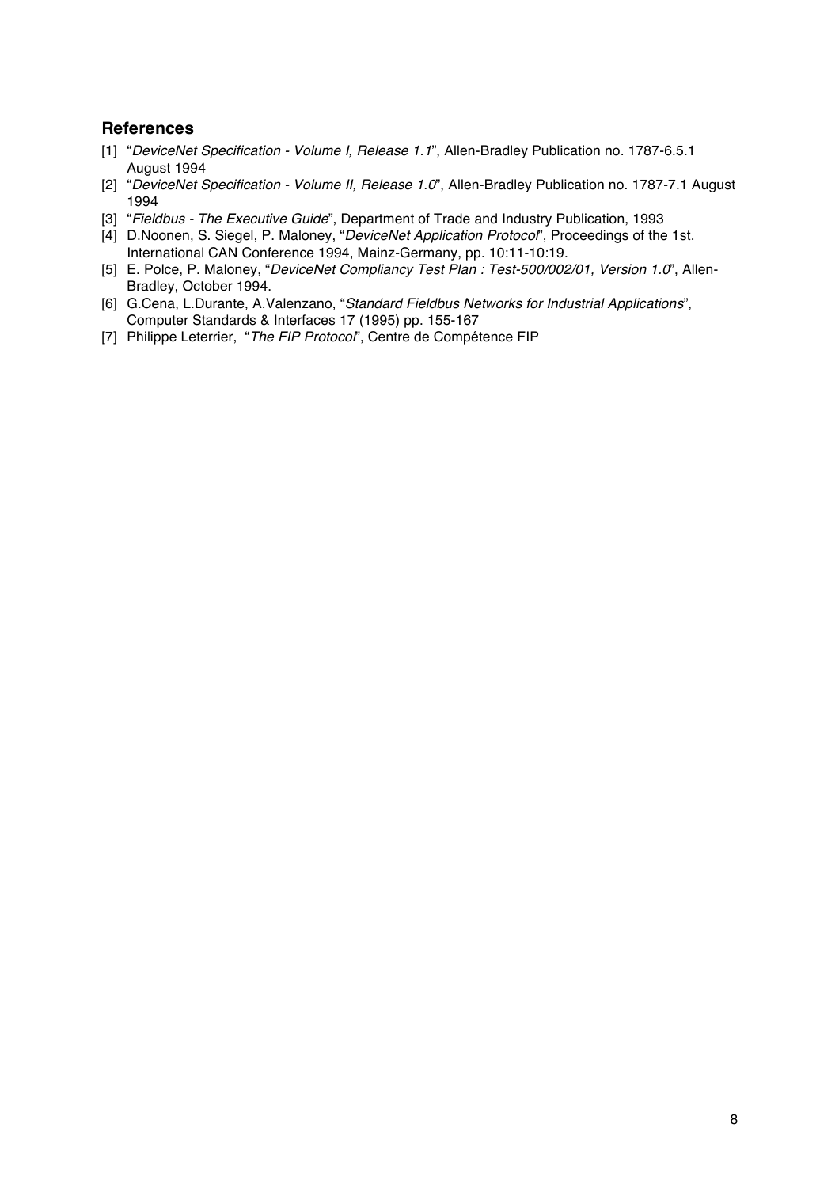## References

[1] "*DeviceNet Specification - Volume I, Release 1.1*", Allen-Bradley Publication no. 1787-6.5.1 August 1994

[2] "*DeviceNet Specification - Volume II, Release 1.0*", Allen-Bradley Publication no. 1787-7.1 August 1994

[3] "*Fieldbus - The Executive Guide*", Department of Trade and Industry Publication, 1993

[4] D.Noonen, S. Siegel, P. Maloney, "*DeviceNet Application Protocol*", Proceedings of the 1st. International CAN Conference 1994, Mainz-Germany, pp. 10:11-10:19.

[5] E. Polce, P. Maloney, "*DeviceNet Compliancy Test Plan : Test-500/002/01, Version 1.0*", Allen-Bradley, October 1994.

[6] G.Cena, L.Durante, A.Valenzano, "*Standard Fieldbus Networks for Industrial Applications*", Computer Standards & Interfaces 17 (1995) pp. 155-167

[7] Philippe Leterrier, "*The FIP Protocol*", Centre de Compétence FIP